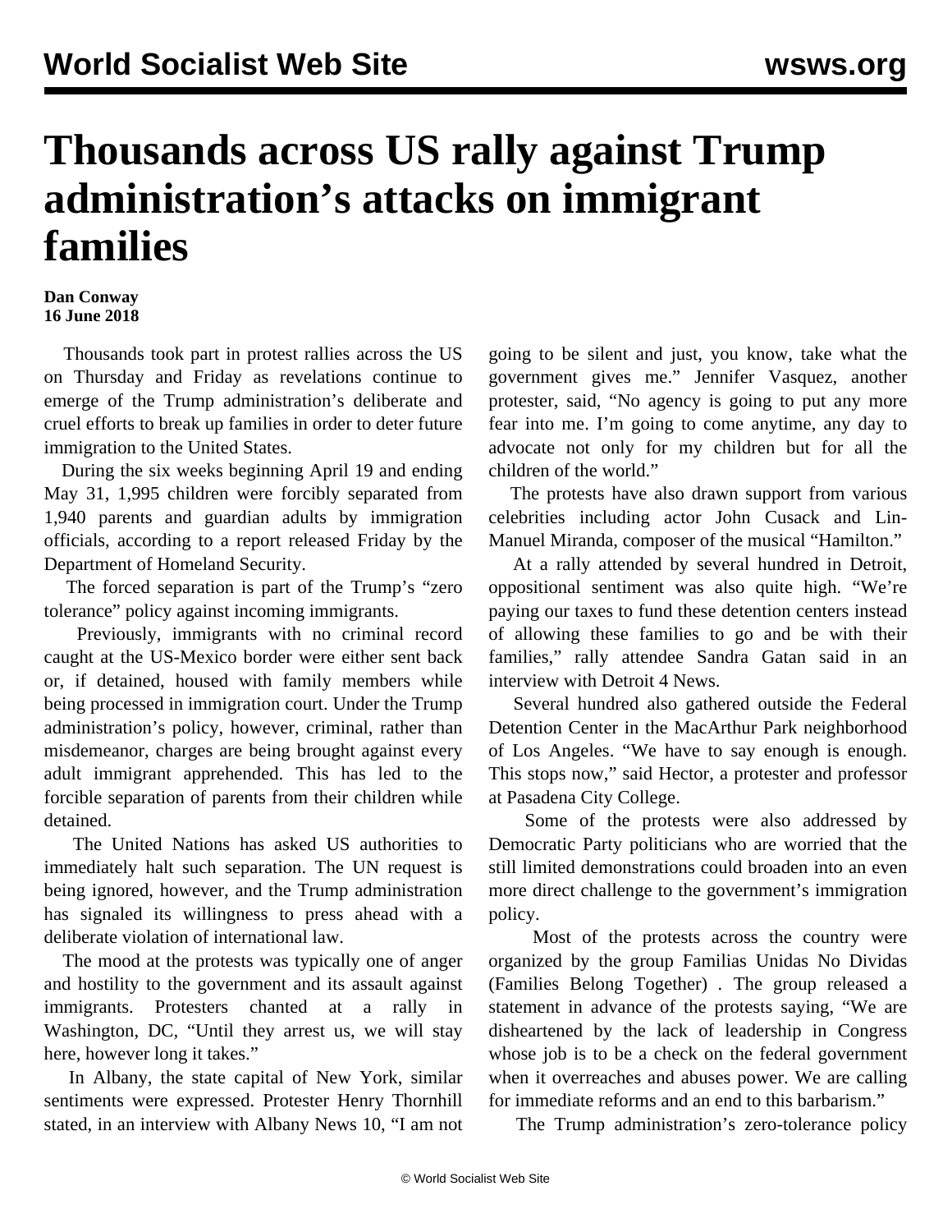# Thousands across US rally against Trump administration's attacks on immigrant families

**Dan Conway**
**16 June 2018**

Thousands took part in protest rallies across the US on Thursday and Friday as revelations continue to emerge of the Trump administration's deliberate and cruel efforts to break up families in order to deter future immigration to the United States.

During the six weeks beginning April 19 and ending May 31, 1,995 children were forcibly separated from 1,940 parents and guardian adults by immigration officials, according to a report released Friday by the Department of Homeland Security.

The forced separation is part of the Trump's "zero tolerance" policy against incoming immigrants.

Previously, immigrants with no criminal record caught at the US-Mexico border were either sent back or, if detained, housed with family members while being processed in immigration court. Under the Trump administration's policy, however, criminal, rather than misdemeanor, charges are being brought against every adult immigrant apprehended. This has led to the forcible separation of parents from their children while detained.

The United Nations has asked US authorities to immediately halt such separation. The UN request is being ignored, however, and the Trump administration has signaled its willingness to press ahead with a deliberate violation of international law.

The mood at the protests was typically one of anger and hostility to the government and its assault against immigrants. Protesters chanted at a rally in Washington, DC, "Until they arrest us, we will stay here, however long it takes."

In Albany, the state capital of New York, similar sentiments were expressed. Protester Henry Thornhill stated, in an interview with Albany News 10, "I am not going to be silent and just, you know, take what the government gives me." Jennifer Vasquez, another protester, said, "No agency is going to put any more fear into me. I'm going to come anytime, any day to advocate not only for my children but for all the children of the world."

The protests have also drawn support from various celebrities including actor John Cusack and Lin-Manuel Miranda, composer of the musical "Hamilton."

At a rally attended by several hundred in Detroit, oppositional sentiment was also quite high. "We're paying our taxes to fund these detention centers instead of allowing these families to go and be with their families," rally attendee Sandra Gatan said in an interview with Detroit 4 News.

Several hundred also gathered outside the Federal Detention Center in the MacArthur Park neighborhood of Los Angeles. "We have to say enough is enough. This stops now," said Hector, a protester and professor at Pasadena City College.

Some of the protests were also addressed by Democratic Party politicians who are worried that the still limited demonstrations could broaden into an even more direct challenge to the government's immigration policy.

Most of the protests across the country were organized by the group Familias Unidas No Dividas (Families Belong Together) . The group released a statement in advance of the protests saying, "We are disheartened by the lack of leadership in Congress whose job is to be a check on the federal government when it overreaches and abuses power. We are calling for immediate reforms and an end to this barbarism."

The Trump administration's zero-tolerance policy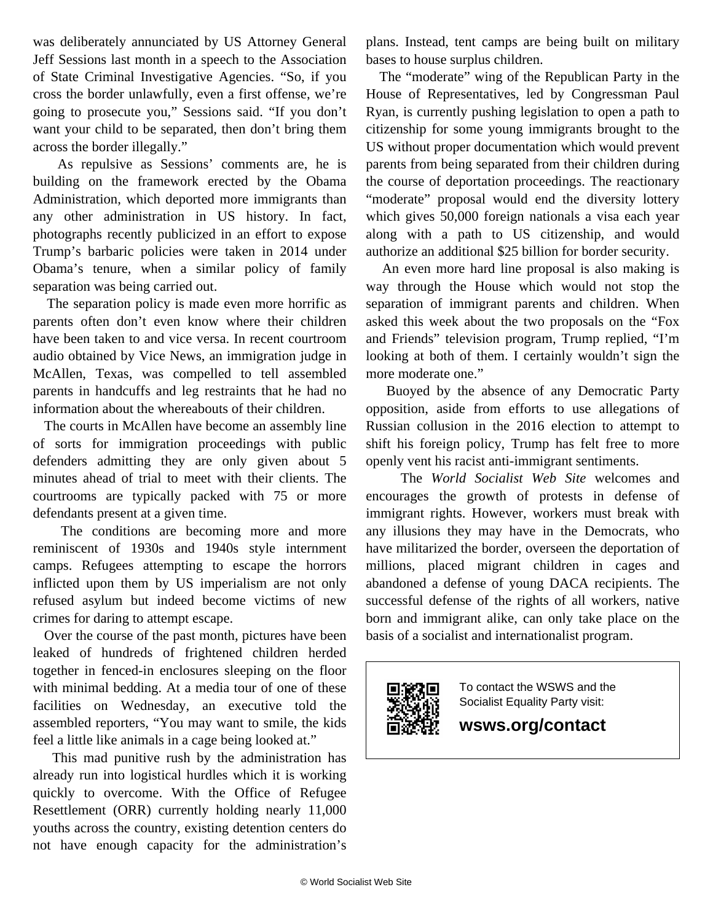was deliberately annunciated by US Attorney General Jeff Sessions last month in a speech to the Association of State Criminal Investigative Agencies. “So, if you cross the border unlawfully, even a first offense, we’re going to prosecute you,” Sessions said. “If you don’t want your child to be separated, then don’t bring them across the border illegally.”

As repulsive as Sessions’ comments are, he is building on the framework erected by the Obama Administration, which deported more immigrants than any other administration in US history. In fact, photographs recently publicized in an effort to expose Trump’s barbaric policies were taken in 2014 under Obama’s tenure, when a similar policy of family separation was being carried out.

The separation policy is made even more horrific as parents often don’t even know where their children have been taken to and vice versa. In recent courtroom audio obtained by Vice News, an immigration judge in McAllen, Texas, was compelled to tell assembled parents in handcuffs and leg restraints that he had no information about the whereabouts of their children.

The courts in McAllen have become an assembly line of sorts for immigration proceedings with public defenders admitting they are only given about 5 minutes ahead of trial to meet with their clients. The courtrooms are typically packed with 75 or more defendants present at a given time.

The conditions are becoming more and more reminiscent of 1930s and 1940s style internment camps. Refugees attempting to escape the horrors inflicted upon them by US imperialism are not only refused asylum but indeed become victims of new crimes for daring to attempt escape.

Over the course of the past month, pictures have been leaked of hundreds of frightened children herded together in fenced-in enclosures sleeping on the floor with minimal bedding. At a media tour of one of these facilities on Wednesday, an executive told the assembled reporters, “You may want to smile, the kids feel a little like animals in a cage being looked at.”

This mad punitive rush by the administration has already run into logistical hurdles which it is working quickly to overcome. With the Office of Refugee Resettlement (ORR) currently holding nearly 11,000 youths across the country, existing detention centers do not have enough capacity for the administration’s plans. Instead, tent camps are being built on military bases to house surplus children.

The “moderate” wing of the Republican Party in the House of Representatives, led by Congressman Paul Ryan, is currently pushing legislation to open a path to citizenship for some young immigrants brought to the US without proper documentation which would prevent parents from being separated from their children during the course of deportation proceedings. The reactionary “moderate” proposal would end the diversity lottery which gives 50,000 foreign nationals a visa each year along with a path to US citizenship, and would authorize an additional $25 billion for border security.

An even more hard line proposal is also making is way through the House which would not stop the separation of immigrant parents and children. When asked this week about the two proposals on the “Fox and Friends” television program, Trump replied, “I’m looking at both of them. I certainly wouldn’t sign the more moderate one.”

Buoyed by the absence of any Democratic Party opposition, aside from efforts to use allegations of Russian collusion in the 2016 election to attempt to shift his foreign policy, Trump has felt free to more openly vent his racist anti-immigrant sentiments.

The *World Socialist Web Site* welcomes and encourages the growth of protests in defense of immigrant rights. However, workers must break with any illusions they may have in the Democrats, who have militarized the border, overseen the deportation of millions, placed migrant children in cages and abandoned a defense of young DACA recipients. The successful defense of the rights of all workers, native born and immigrant alike, can only take place on the basis of a socialist and internationalist program.

To contact the WSWS and the Socialist Equality Party visit:

**wsws.org/contact**